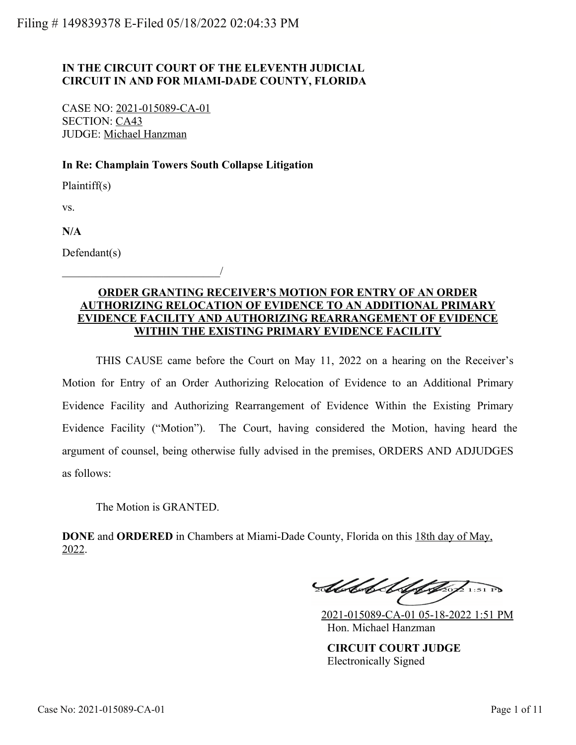Filing # 149839378 E-Filed 05/18/2022 02:04:33 PM

**IN THE CIRCUIT COURT OF THE ELEVENTH JUDICIAL CIRCUIT IN AND FOR MIAMI-DADE COUNTY, FLORIDA**

CASE NO: 2021-015089-CA-01
SECTION: CA43
JUDGE: Michael Hanzman

**In Re: Champlain Towers South Collapse Litigation**

Plaintiff(s)

vs.

**N/A**

Defendant(s)

____________________________/

**ORDER GRANTING RECEIVER'S MOTION FOR ENTRY OF AN ORDER AUTHORIZING RELOCATION OF EVIDENCE TO AN ADDITIONAL PRIMARY EVIDENCE FACILITY AND AUTHORIZING REARRANGEMENT OF EVIDENCE WITHIN THE EXISTING PRIMARY EVIDENCE FACILITY**

THIS CAUSE came before the Court on May 11, 2022 on a hearing on the Receiver's Motion for Entry of an Order Authorizing Relocation of Evidence to an Additional Primary Evidence Facility and Authorizing Rearrangement of Evidence Within the Existing Primary Evidence Facility ("Motion"). The Court, having considered the Motion, having heard the argument of counsel, being otherwise fully advised in the premises, ORDERS AND ADJUDGES as follows:

The Motion is GRANTED.

**DONE** and **ORDERED** in Chambers at Miami-Dade County, Florida on this 18th day of May, 2022.

2021-015089-CA-01 05-18-2022 1:51 PM
Hon. Michael Hanzman

**CIRCUIT COURT JUDGE**
Electronically Signed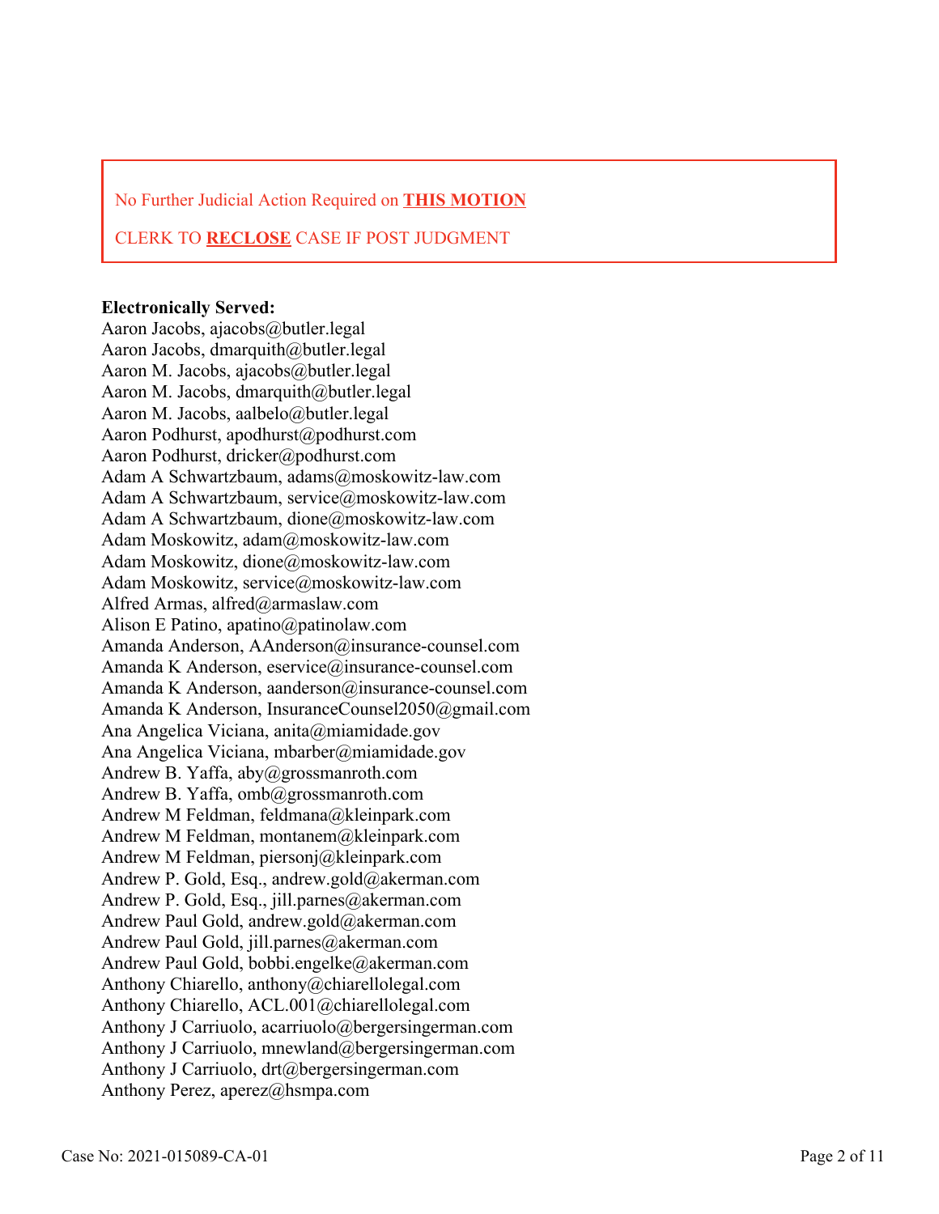No Further Judicial Action Required on **THIS MOTION**

CLERK TO **RECLOSE** CASE IF POST JUDGMENT

**Electronically Served:**
Aaron Jacobs, ajacobs@butler.legal
Aaron Jacobs, dmarquith@butler.legal
Aaron M. Jacobs, ajacobs@butler.legal
Aaron M. Jacobs, dmarquith@butler.legal
Aaron M. Jacobs, aalbelo@butler.legal
Aaron Podhurst, apodhurst@podhurst.com
Aaron Podhurst, dricker@podhurst.com
Adam A Schwartzbaum, adams@moskowitz-law.com
Adam A Schwartzbaum, service@moskowitz-law.com
Adam A Schwartzbaum, dione@moskowitz-law.com
Adam Moskowitz, adam@moskowitz-law.com
Adam Moskowitz, dione@moskowitz-law.com
Adam Moskowitz, service@moskowitz-law.com
Alfred Armas, alfred@armaslaw.com
Alison E Patino, apatino@patinolaw.com
Amanda Anderson, AAnderson@insurance-counsel.com
Amanda K Anderson, eservice@insurance-counsel.com
Amanda K Anderson, aanderson@insurance-counsel.com
Amanda K Anderson, InsuranceCounsel2050@gmail.com
Ana Angelica Viciana, anita@miamidade.gov
Ana Angelica Viciana, mbarber@miamidade.gov
Andrew B. Yaffa, aby@grossmanroth.com
Andrew B. Yaffa, omb@grossmanroth.com
Andrew M Feldman, feldmana@kleinpark.com
Andrew M Feldman, montanem@kleinpark.com
Andrew M Feldman, piersonj@kleinpark.com
Andrew P. Gold, Esq., andrew.gold@akerman.com
Andrew P. Gold, Esq., jill.parnes@akerman.com
Andrew Paul Gold, andrew.gold@akerman.com
Andrew Paul Gold, jill.parnes@akerman.com
Andrew Paul Gold, bobbi.engelke@akerman.com
Anthony Chiarello, anthony@chiarellolegal.com
Anthony Chiarello, ACL.001@chiarellolegal.com
Anthony J Carriuolo, acarriuolo@bergersingerman.com
Anthony J Carriuolo, mnewland@bergersingerman.com
Anthony J Carriuolo, drt@bergersingerman.com
Anthony Perez, aperez@hsmpa.com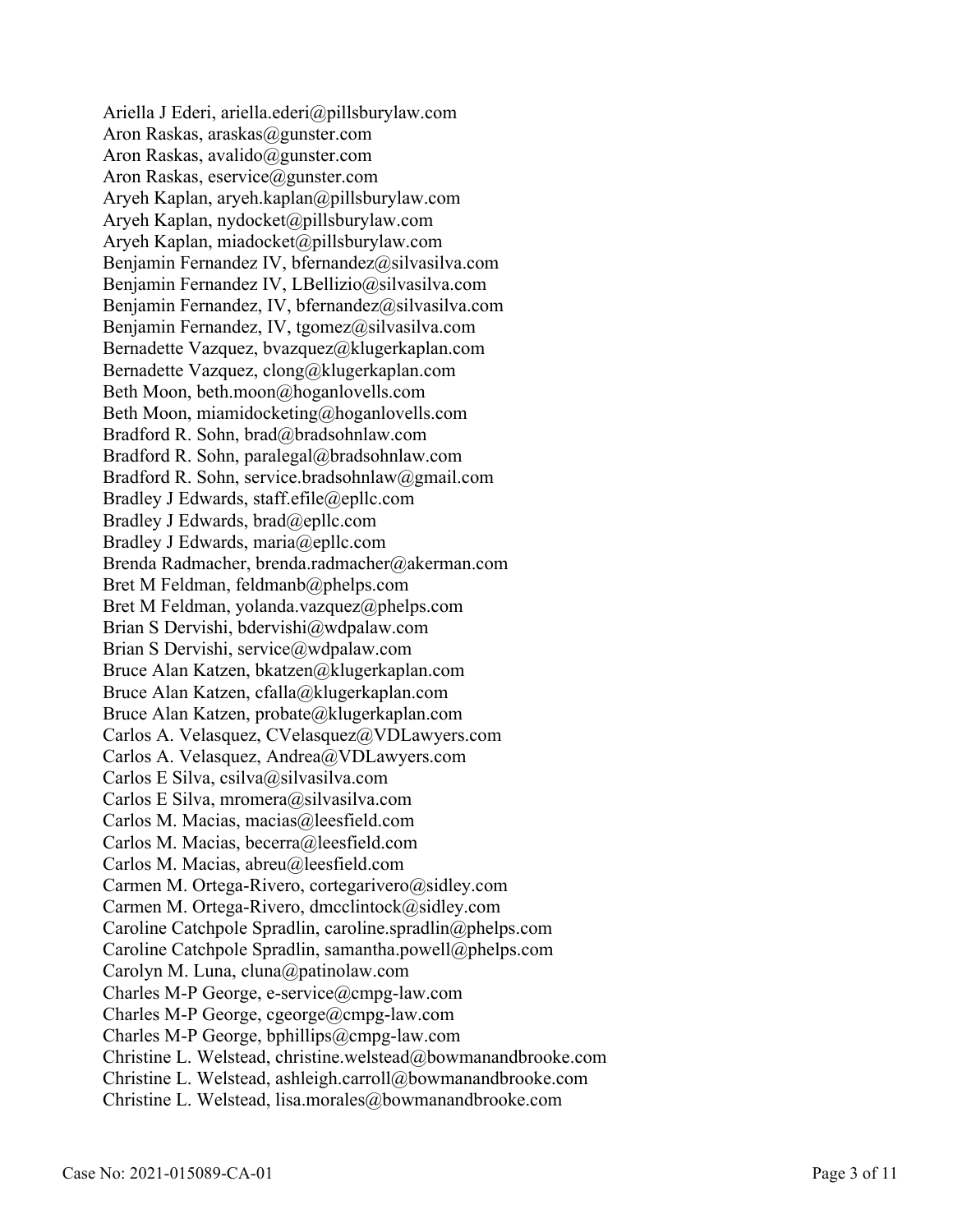Ariella J Ederi, ariella.ederi@pillsburylaw.com
Aron Raskas, araskas@gunster.com
Aron Raskas, avalido@gunster.com
Aron Raskas, eservice@gunster.com
Aryeh Kaplan, aryeh.kaplan@pillsburylaw.com
Aryeh Kaplan, nydocket@pillsburylaw.com
Aryeh Kaplan, miadocket@pillsburylaw.com
Benjamin Fernandez IV, bfernandez@silvasilva.com
Benjamin Fernandez IV, LBellizio@silvasilva.com
Benjamin Fernandez, IV, bfernandez@silvasilva.com
Benjamin Fernandez, IV, tgomez@silvasilva.com
Bernadette Vazquez, bvazquez@klugerkaplan.com
Bernadette Vazquez, clong@klugerkaplan.com
Beth Moon, beth.moon@hoganlovells.com
Beth Moon, miamidocketing@hoganlovells.com
Bradford R. Sohn, brad@bradsohnlaw.com
Bradford R. Sohn, paralegal@bradsohnlaw.com
Bradford R. Sohn, service.bradsohnlaw@gmail.com
Bradley J Edwards, staff.efile@epllc.com
Bradley J Edwards, brad@epllc.com
Bradley J Edwards, maria@epllc.com
Brenda Radmacher, brenda.radmacher@akerman.com
Bret M Feldman, feldmanb@phelps.com
Bret M Feldman, yolanda.vazquez@phelps.com
Brian S Dervishi, bdervishi@wdpalaw.com
Brian S Dervishi, service@wdpalaw.com
Bruce Alan Katzen, bkatzen@klugerkaplan.com
Bruce Alan Katzen, cfalla@klugerkaplan.com
Bruce Alan Katzen, probate@klugerkaplan.com
Carlos A. Velasquez, CVelasquez@VDLawyers.com
Carlos A. Velasquez, Andrea@VDLawyers.com
Carlos E Silva, csilva@silvasilva.com
Carlos E Silva, mromera@silvasilva.com
Carlos M. Macias, macias@leesfield.com
Carlos M. Macias, becerra@leesfield.com
Carlos M. Macias, abreu@leesfield.com
Carmen M. Ortega-Rivero, cortegarivero@sidley.com
Carmen M. Ortega-Rivero, dmcclintock@sidley.com
Caroline Catchpole Spradlin, caroline.spradlin@phelps.com
Caroline Catchpole Spradlin, samantha.powell@phelps.com
Carolyn M. Luna, cluna@patinolaw.com
Charles M-P George, e-service@cmpg-law.com
Charles M-P George, cgeorge@cmpg-law.com
Charles M-P George, bphillips@cmpg-law.com
Christine L. Welstead, christine.welstead@bowmanandbrooke.com
Christine L. Welstead, ashleigh.carroll@bowmanandbrooke.com
Christine L. Welstead, lisa.morales@bowmanandbrooke.com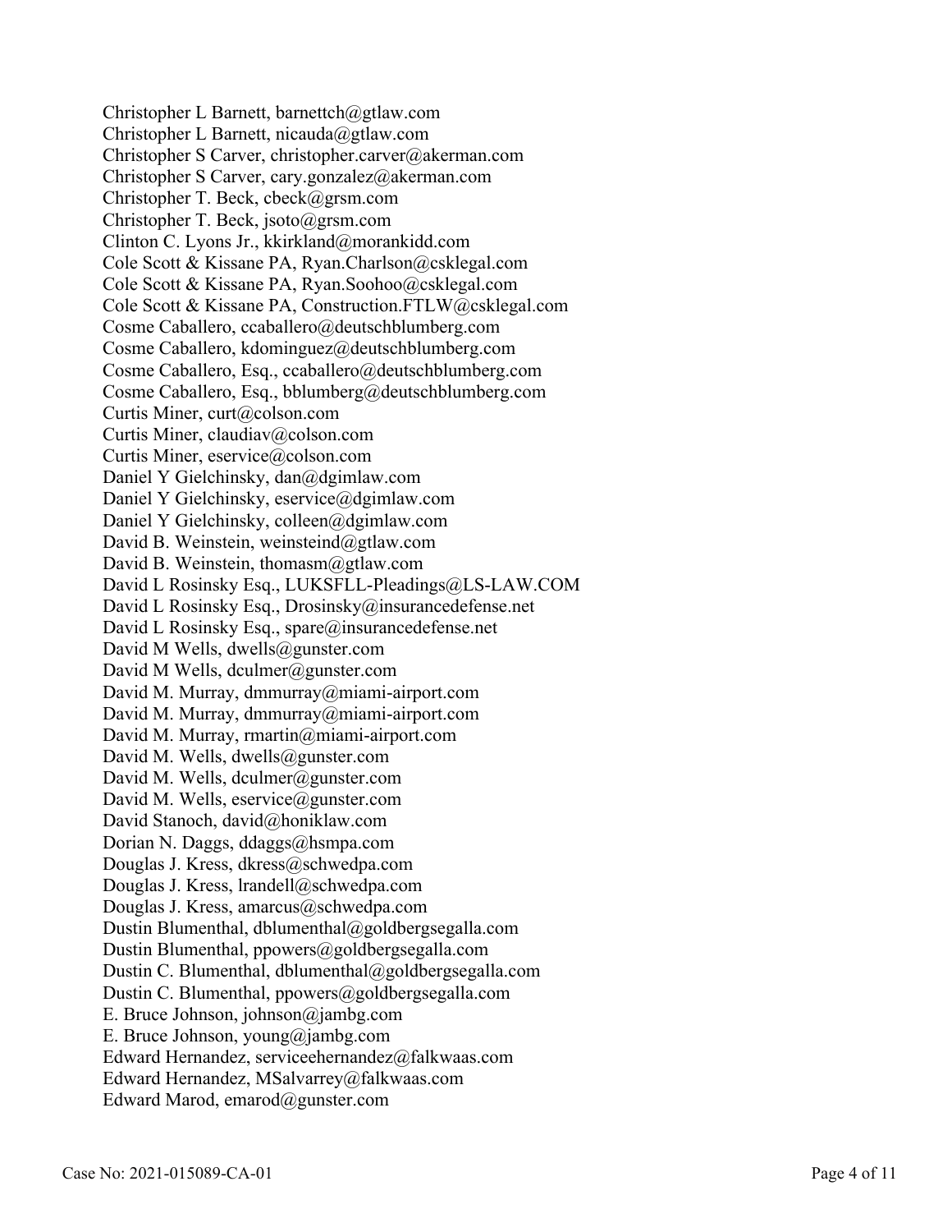Christopher L Barnett, barnettch@gtlaw.com
Christopher L Barnett, nicauda@gtlaw.com
Christopher S Carver, christopher.carver@akerman.com
Christopher S Carver, cary.gonzalez@akerman.com
Christopher T. Beck, cbeck@grsm.com
Christopher T. Beck, jsoto@grsm.com
Clinton C. Lyons Jr., kkirkland@morankidd.com
Cole Scott & Kissane PA, Ryan.Charlson@csklegal.com
Cole Scott & Kissane PA, Ryan.Soohoo@csklegal.com
Cole Scott & Kissane PA, Construction.FTLW@csklegal.com
Cosme Caballero, ccaballero@deutschblumberg.com
Cosme Caballero, kdominguez@deutschblumberg.com
Cosme Caballero, Esq., ccaballero@deutschblumberg.com
Cosme Caballero, Esq., bblumberg@deutschblumberg.com
Curtis Miner, curt@colson.com
Curtis Miner, claudiav@colson.com
Curtis Miner, eservice@colson.com
Daniel Y Gielchinsky, dan@dgimlaw.com
Daniel Y Gielchinsky, eservice@dgimlaw.com
Daniel Y Gielchinsky, colleen@dgimlaw.com
David B. Weinstein, weinsteind@gtlaw.com
David B. Weinstein, thomasm@gtlaw.com
David L Rosinsky Esq., LUKSFLL-Pleadings@LS-LAW.COM
David L Rosinsky Esq., Drosinsky@insurancedefense.net
David L Rosinsky Esq., spare@insurancedefense.net
David M Wells, dwells@gunster.com
David M Wells, dculmer@gunster.com
David M. Murray, dmmurray@miami-airport.com
David M. Murray, dmmurray@miami-airport.com
David M. Murray, rmartin@miami-airport.com
David M. Wells, dwells@gunster.com
David M. Wells, dculmer@gunster.com
David M. Wells, eservice@gunster.com
David Stanoch, david@honiklaw.com
Dorian N. Daggs, ddaggs@hsmpa.com
Douglas J. Kress, dkress@schwedpa.com
Douglas J. Kress, lrandell@schwedpa.com
Douglas J. Kress, amarcus@schwedpa.com
Dustin Blumenthal, dblumenthal@goldbergsegalla.com
Dustin Blumenthal, ppowers@goldbergsegalla.com
Dustin C. Blumenthal, dblumenthal@goldbergsegalla.com
Dustin C. Blumenthal, ppowers@goldbergsegalla.com
E. Bruce Johnson, johnson@jambg.com
E. Bruce Johnson, young@jambg.com
Edward Hernandez, serviceehernandez@falkwaas.com
Edward Hernandez, MSalvarrey@falkwaas.com
Edward Marod, emarod@gunster.com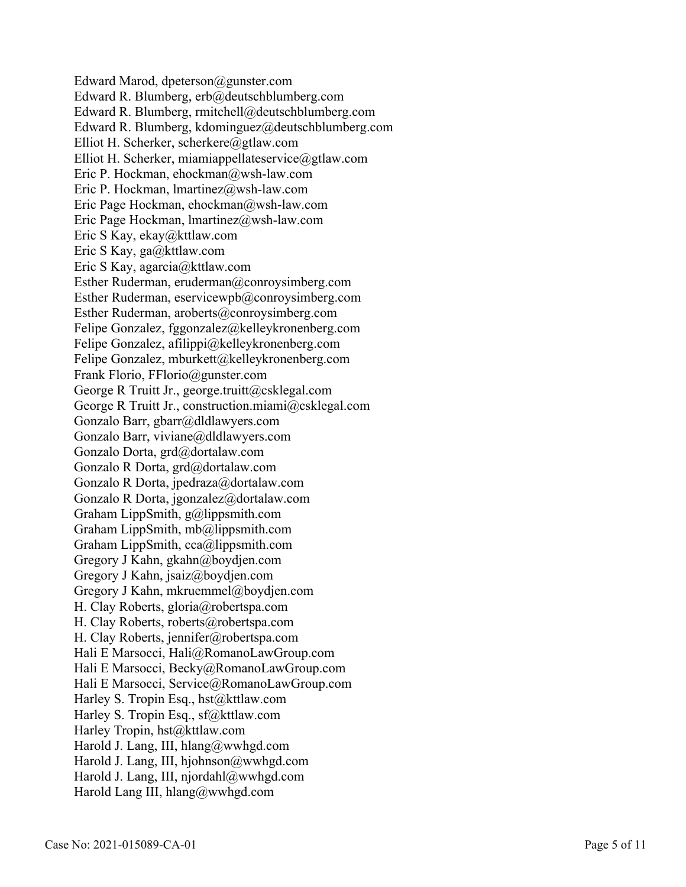Edward Marod, dpeterson@gunster.com
Edward R. Blumberg, erb@deutschblumberg.com
Edward R. Blumberg, rmitchell@deutschblumberg.com
Edward R. Blumberg, kdominguez@deutschblumberg.com
Elliot H. Scherker, scherkere@gtlaw.com
Elliot H. Scherker, miamiappellateservice@gtlaw.com
Eric P. Hockman, ehockman@wsh-law.com
Eric P. Hockman, lmartinez@wsh-law.com
Eric Page Hockman, ehockman@wsh-law.com
Eric Page Hockman, lmartinez@wsh-law.com
Eric S Kay, ekay@kttlaw.com
Eric S Kay, ga@kttlaw.com
Eric S Kay, agarcia@kttlaw.com
Esther Ruderman, eruderman@conroysimberg.com
Esther Ruderman, eservicewpb@conroysimberg.com
Esther Ruderman, aroberts@conroysimberg.com
Felipe Gonzalez, fggonzalez@kelleykronenberg.com
Felipe Gonzalez, afilippi@kelleykronenberg.com
Felipe Gonzalez, mburkett@kelleykronenberg.com
Frank Florio, FFlorio@gunster.com
George R Truitt Jr., george.truitt@csklegal.com
George R Truitt Jr., construction.miami@csklegal.com
Gonzalo Barr, gbarr@dldlawyers.com
Gonzalo Barr, viviane@dldlawyers.com
Gonzalo Dorta, grd@dortalaw.com
Gonzalo R Dorta, grd@dortalaw.com
Gonzalo R Dorta, jpedraza@dortalaw.com
Gonzalo R Dorta, jgonzalez@dortalaw.com
Graham LippSmith, g@lippsmith.com
Graham LippSmith, mb@lippsmith.com
Graham LippSmith, cca@lippsmith.com
Gregory J Kahn, gkahn@boydjen.com
Gregory J Kahn, jsaiz@boydjen.com
Gregory J Kahn, mkruemmel@boydjen.com
H. Clay Roberts, gloria@robertspa.com
H. Clay Roberts, roberts@robertspa.com
H. Clay Roberts, jennifer@robertspa.com
Hali E Marsocci, Hali@RomanoLawGroup.com
Hali E Marsocci, Becky@RomanoLawGroup.com
Hali E Marsocci, Service@RomanoLawGroup.com
Harley S. Tropin Esq., hst@kttlaw.com
Harley S. Tropin Esq., sf@kttlaw.com
Harley Tropin, hst@kttlaw.com
Harold J. Lang, III, hlang@wwhgd.com
Harold J. Lang, III, hjohnson@wwhgd.com
Harold J. Lang, III, njordahl@wwhgd.com
Harold Lang III, hlang@wwhgd.com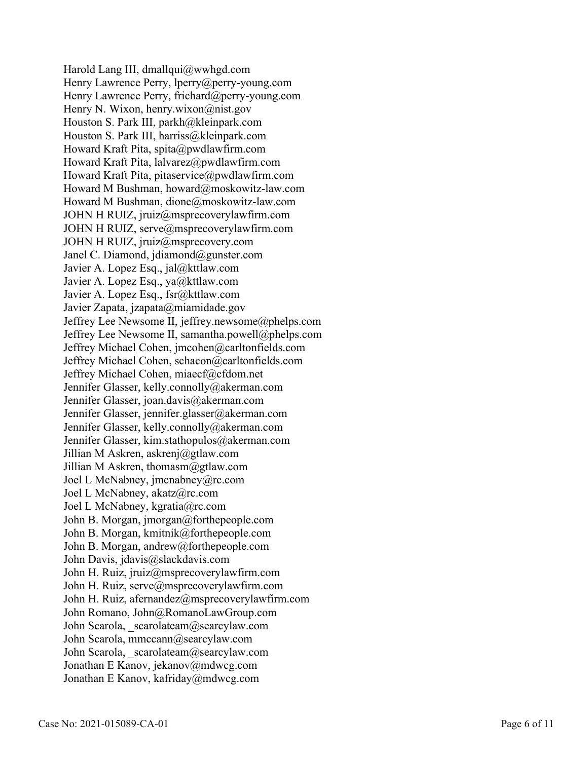Harold Lang III, dmallqui@wwhgd.com
Henry Lawrence Perry, lperry@perry-young.com
Henry Lawrence Perry, frichard@perry-young.com
Henry N. Wixon, henry.wixon@nist.gov
Houston S. Park III, parkh@kleinpark.com
Houston S. Park III, harriss@kleinpark.com
Howard Kraft Pita, spita@pwdlawfirm.com
Howard Kraft Pita, lalvarez@pwdlawfirm.com
Howard Kraft Pita, pitaservice@pwdlawfirm.com
Howard M Bushman, howard@moskowitz-law.com
Howard M Bushman, dione@moskowitz-law.com
JOHN H RUIZ, jruiz@msprecoverylawfirm.com
JOHN H RUIZ, serve@msprecoverylawfirm.com
JOHN H RUIZ, jruiz@msprecovery.com
Janel C. Diamond, jdiamond@gunster.com
Javier A. Lopez Esq., jal@kttlaw.com
Javier A. Lopez Esq., ya@kttlaw.com
Javier A. Lopez Esq., fsr@kttlaw.com
Javier Zapata, jzapata@miamidade.gov
Jeffrey Lee Newsome II, jeffrey.newsome@phelps.com
Jeffrey Lee Newsome II, samantha.powell@phelps.com
Jeffrey Michael Cohen, jmcohen@carltonfields.com
Jeffrey Michael Cohen, schacon@carltonfields.com
Jeffrey Michael Cohen, miaecf@cfdom.net
Jennifer Glasser, kelly.connolly@akerman.com
Jennifer Glasser, joan.davis@akerman.com
Jennifer Glasser, jennifer.glasser@akerman.com
Jennifer Glasser, kelly.connolly@akerman.com
Jennifer Glasser, kim.stathopulos@akerman.com
Jillian M Askren, askrenj@gtlaw.com
Jillian M Askren, thomasm@gtlaw.com
Joel L McNabney, jmcnabney@rc.com
Joel L McNabney, akatz@rc.com
Joel L McNabney, kgratia@rc.com
John B. Morgan, jmorgan@forthepeople.com
John B. Morgan, kmitnik@forthepeople.com
John B. Morgan, andrew@forthepeople.com
John Davis, jdavis@slackdavis.com
John H. Ruiz, jruiz@msprecoverylawfirm.com
John H. Ruiz, serve@msprecoverylawfirm.com
John H. Ruiz, afernandez@msprecoverylawfirm.com
John Romano, John@RomanoLawGroup.com
John Scarola, _scarolateam@searcylaw.com
John Scarola, mmccann@searcylaw.com
John Scarola, _scarolateam@searcylaw.com
Jonathan E Kanov, jekanov@mdwcg.com
Jonathan E Kanov, kafriday@mdwcg.com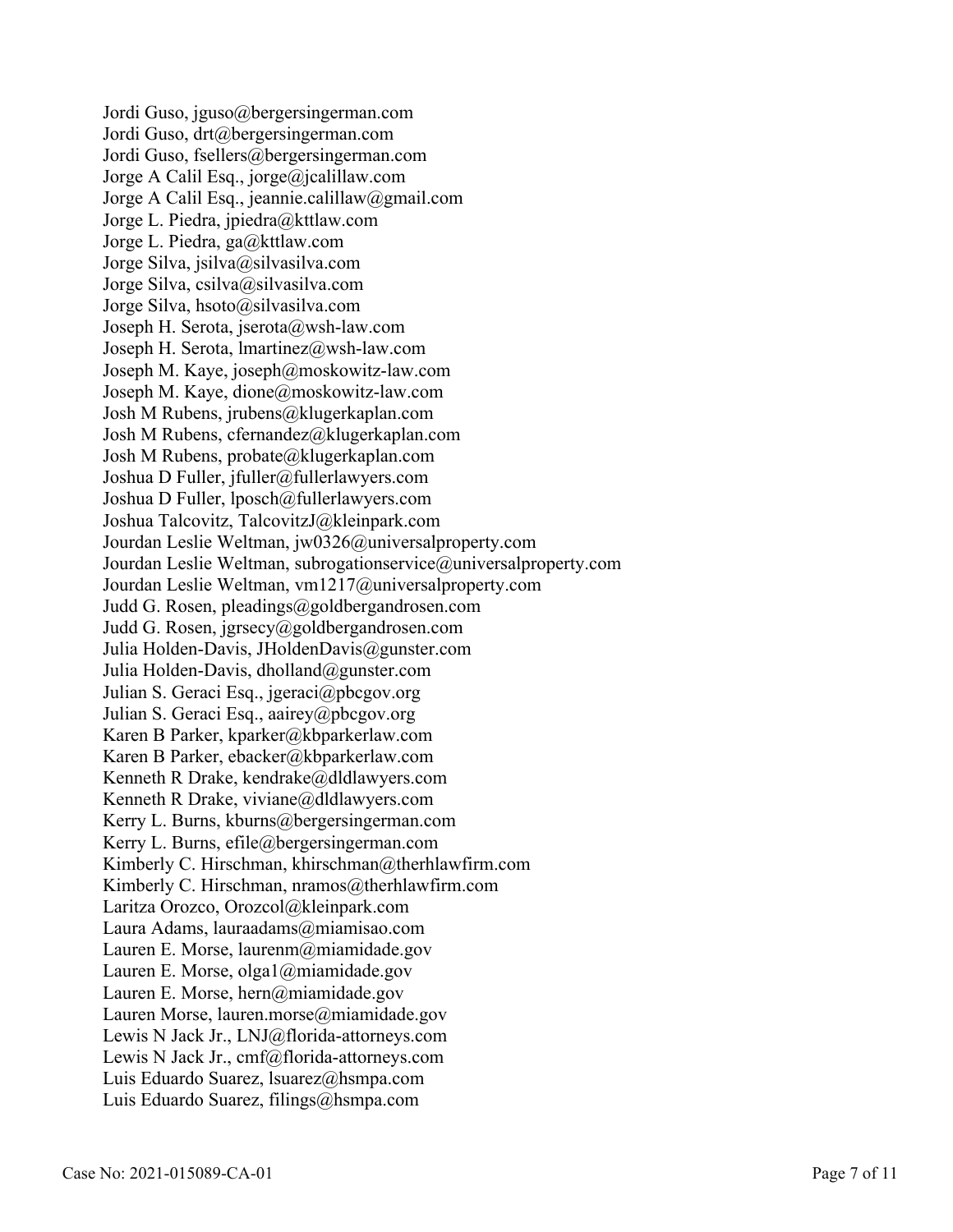Jordi Guso, jguso@bergersingerman.com
Jordi Guso, drt@bergersingerman.com
Jordi Guso, fsellers@bergersingerman.com
Jorge A Calil Esq., jorge@jcalillaw.com
Jorge A Calil Esq., jeannie.calillaw@gmail.com
Jorge L. Piedra, jpiedra@kttlaw.com
Jorge L. Piedra, ga@kttlaw.com
Jorge Silva, jsilva@silvasilva.com
Jorge Silva, csilva@silvasilva.com
Jorge Silva, hsoto@silvasilva.com
Joseph H. Serota, jserota@wsh-law.com
Joseph H. Serota, lmartinez@wsh-law.com
Joseph M. Kaye, joseph@moskowitz-law.com
Joseph M. Kaye, dione@moskowitz-law.com
Josh M Rubens, jrubens@klugerkaplan.com
Josh M Rubens, cfernandez@klugerkaplan.com
Josh M Rubens, probate@klugerkaplan.com
Joshua D Fuller, jfuller@fullerlawyers.com
Joshua D Fuller, lposch@fullerlawyers.com
Joshua Talcovitz, TalcovitzJ@kleinpark.com
Jourdan Leslie Weltman, jw0326@universalproperty.com
Jourdan Leslie Weltman, subrogationservice@universalproperty.com
Jourdan Leslie Weltman, vm1217@universalproperty.com
Judd G. Rosen, pleadings@goldbergandrosen.com
Judd G. Rosen, jgrsecy@goldbergandrosen.com
Julia Holden-Davis, JHoldenDavis@gunster.com
Julia Holden-Davis, dholland@gunster.com
Julian S. Geraci Esq., jgeraci@pbcgov.org
Julian S. Geraci Esq., aairey@pbcgov.org
Karen B Parker, kparker@kbparkerlaw.com
Karen B Parker, ebacker@kbparkerlaw.com
Kenneth R Drake, kendrake@dldlawyers.com
Kenneth R Drake, viviane@dldlawyers.com
Kerry L. Burns, kburns@bergersingerman.com
Kerry L. Burns, efile@bergersingerman.com
Kimberly C. Hirschman, khirschman@therhlawfirm.com
Kimberly C. Hirschman, nramos@therhlawfirm.com
Laritza Orozco, Orozcol@kleinpark.com
Laura Adams, lauraadams@miamisao.com
Lauren E. Morse, laurenm@miamidade.gov
Lauren E. Morse, olga1@miamidade.gov
Lauren E. Morse, hern@miamidade.gov
Lauren Morse, lauren.morse@miamidade.gov
Lewis N Jack Jr., LNJ@florida-attorneys.com
Lewis N Jack Jr., cmf@florida-attorneys.com
Luis Eduardo Suarez, lsuarez@hsmpa.com
Luis Eduardo Suarez, filings@hsmpa.com

Case No: 2021-015089-CA-01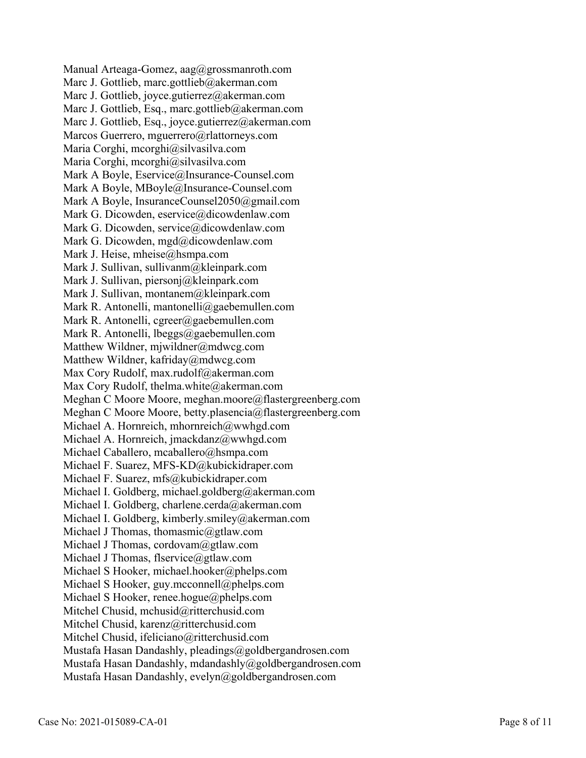Manual Arteaga-Gomez, aag@grossmanroth.com
Marc J. Gottlieb, marc.gottlieb@akerman.com
Marc J. Gottlieb, joyce.gutierrez@akerman.com
Marc J. Gottlieb, Esq., marc.gottlieb@akerman.com
Marc J. Gottlieb, Esq., joyce.gutierrez@akerman.com
Marcos Guerrero, mguerrero@rlattorneys.com
Maria Corghi, mcorghi@silvasilva.com
Maria Corghi, mcorghi@silvasilva.com
Mark A Boyle, Eservice@Insurance-Counsel.com
Mark A Boyle, MBoyle@Insurance-Counsel.com
Mark A Boyle, InsuranceCounsel2050@gmail.com
Mark G. Dicowden, eservice@dicowdenlaw.com
Mark G. Dicowden, service@dicowdenlaw.com
Mark G. Dicowden, mgd@dicowdenlaw.com
Mark J. Heise, mheise@hsmpa.com
Mark J. Sullivan, sullivanm@kleinpark.com
Mark J. Sullivan, piersonj@kleinpark.com
Mark J. Sullivan, montanem@kleinpark.com
Mark R. Antonelli, mantonelli@gaebemullen.com
Mark R. Antonelli, cgreer@gaebemullen.com
Mark R. Antonelli, lbeggs@gaebemullen.com
Matthew Wildner, mjwildner@mdwcg.com
Matthew Wildner, kafriday@mdwcg.com
Max Cory Rudolf, max.rudolf@akerman.com
Max Cory Rudolf, thelma.white@akerman.com
Meghan C Moore Moore, meghan.moore@flastergreenberg.com
Meghan C Moore Moore, betty.plasencia@flastergreenberg.com
Michael A. Hornreich, mhornreich@wwhgd.com
Michael A. Hornreich, jmackdanz@wwhgd.com
Michael Caballero, mcaballero@hsmpa.com
Michael F. Suarez, MFS-KD@kubickidraper.com
Michael F. Suarez, mfs@kubickidraper.com
Michael I. Goldberg, michael.goldberg@akerman.com
Michael I. Goldberg, charlene.cerda@akerman.com
Michael I. Goldberg, kimberly.smiley@akerman.com
Michael J Thomas, thomasmic@gtlaw.com
Michael J Thomas, cordovam@gtlaw.com
Michael J Thomas, flservice@gtlaw.com
Michael S Hooker, michael.hooker@phelps.com
Michael S Hooker, guy.mcconnell@phelps.com
Michael S Hooker, renee.hogue@phelps.com
Mitchel Chusid, mchusid@ritterchusid.com
Mitchel Chusid, karenz@ritterchusid.com
Mitchel Chusid, ifeliciano@ritterchusid.com
Mustafa Hasan Dandashly, pleadings@goldbergandrosen.com
Mustafa Hasan Dandashly, mdandashly@goldbergandrosen.com
Mustafa Hasan Dandashly, evelyn@goldbergandrosen.com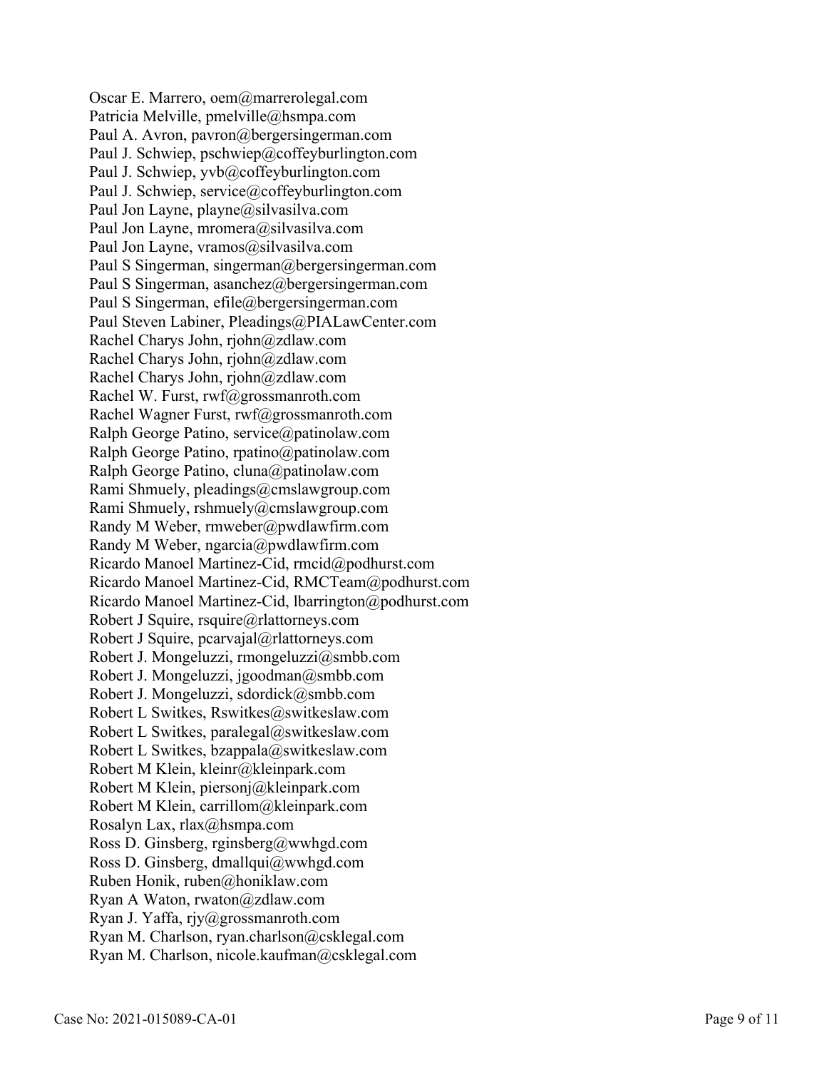Oscar E. Marrero, oem@marrerolegal.com
Patricia Melville, pmelville@hsmpa.com
Paul A. Avron, pavron@bergersingerman.com
Paul J. Schwiep, pschwiep@coffeyburlington.com
Paul J. Schwiep, yvb@coffeyburlington.com
Paul J. Schwiep, service@coffeyburlington.com
Paul Jon Layne, playne@silvasilva.com
Paul Jon Layne, mromera@silvasilva.com
Paul Jon Layne, vramos@silvasilva.com
Paul S Singerman, singerman@bergersingerman.com
Paul S Singerman, asanchez@bergersingerman.com
Paul S Singerman, efile@bergersingerman.com
Paul Steven Labiner, Pleadings@PIALawCenter.com
Rachel Charys John, rjohn@zdlaw.com
Rachel Charys John, rjohn@zdlaw.com
Rachel Charys John, rjohn@zdlaw.com
Rachel W. Furst, rwf@grossmanroth.com
Rachel Wagner Furst, rwf@grossmanroth.com
Ralph George Patino, service@patinolaw.com
Ralph George Patino, rpatino@patinolaw.com
Ralph George Patino, cluna@patinolaw.com
Rami Shmuely, pleadings@cmslawgroup.com
Rami Shmuely, rshmuely@cmslawgroup.com
Randy M Weber, rmweber@pwdlawfirm.com
Randy M Weber, ngarcia@pwdlawfirm.com
Ricardo Manoel Martinez-Cid, rmcid@podhurst.com
Ricardo Manoel Martinez-Cid, RMCTeam@podhurst.com
Ricardo Manoel Martinez-Cid, lbarrington@podhurst.com
Robert J Squire, rsquire@rlattorneys.com
Robert J Squire, pcarvajal@rlattorneys.com
Robert J. Mongeluzzi, rmongeluzzi@smbb.com
Robert J. Mongeluzzi, jgoodman@smbb.com
Robert J. Mongeluzzi, sdordick@smbb.com
Robert L Switkes, Rswitkes@switkeslaw.com
Robert L Switkes, paralegal@switkeslaw.com
Robert L Switkes, bzappala@switkeslaw.com
Robert M Klein, kleinr@kleinpark.com
Robert M Klein, piersonj@kleinpark.com
Robert M Klein, carrillom@kleinpark.com
Rosalyn Lax, rlax@hsmpa.com
Ross D. Ginsberg, rginsberg@wwhgd.com
Ross D. Ginsberg, dmallqui@wwhgd.com
Ruben Honik, ruben@honiklaw.com
Ryan A Waton, rwaton@zdlaw.com
Ryan J. Yaffa, rjy@grossmanroth.com
Ryan M. Charlson, ryan.charlson@csklegal.com
Ryan M. Charlson, nicole.kaufman@csklegal.com

Case No: 2021-015089-CA-01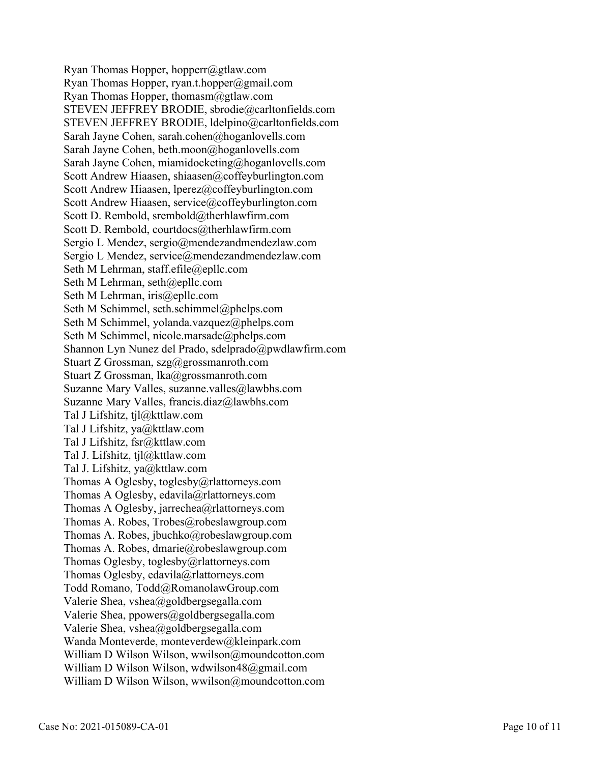Ryan Thomas Hopper, hopperr@gtlaw.com
Ryan Thomas Hopper, ryan.t.hopper@gmail.com
Ryan Thomas Hopper, thomasm@gtlaw.com
STEVEN JEFFREY BRODIE, sbrodie@carltonfields.com
STEVEN JEFFREY BRODIE, ldelpino@carltonfields.com
Sarah Jayne Cohen, sarah.cohen@hoganlovells.com
Sarah Jayne Cohen, beth.moon@hoganlovells.com
Sarah Jayne Cohen, miamidocketing@hoganlovells.com
Scott Andrew Hiaasen, shiaasen@coffeyburlington.com
Scott Andrew Hiaasen, lperez@coffeyburlington.com
Scott Andrew Hiaasen, service@coffeyburlington.com
Scott D. Rembold, srembold@therhlawfirm.com
Scott D. Rembold, courtdocs@therhlawfirm.com
Sergio L Mendez, sergio@mendezandmendezlaw.com
Sergio L Mendez, service@mendezandmendezlaw.com
Seth M Lehrman, staff.efile@epllc.com
Seth M Lehrman, seth@epllc.com
Seth M Lehrman, iris@epllc.com
Seth M Schimmel, seth.schimmel@phelps.com
Seth M Schimmel, yolanda.vazquez@phelps.com
Seth M Schimmel, nicole.marsade@phelps.com
Shannon Lyn Nunez del Prado, sdelprado@pwdlawfirm.com
Stuart Z Grossman, szg@grossmanroth.com
Stuart Z Grossman, lka@grossmanroth.com
Suzanne Mary Valles, suzanne.valles@lawbhs.com
Suzanne Mary Valles, francis.diaz@lawbhs.com
Tal J Lifshitz, tjl@kttlaw.com
Tal J Lifshitz, ya@kttlaw.com
Tal J Lifshitz, fsr@kttlaw.com
Tal J. Lifshitz, tjl@kttlaw.com
Tal J. Lifshitz, ya@kttlaw.com
Thomas A Oglesby, toglesby@rlattorneys.com
Thomas A Oglesby, edavila@rlattorneys.com
Thomas A Oglesby, jarrechea@rlattorneys.com
Thomas A. Robes, Trobes@robeslawgroup.com
Thomas A. Robes, jbuchko@robeslawgroup.com
Thomas A. Robes, dmarie@robeslawgroup.com
Thomas Oglesby, toglesby@rlattorneys.com
Thomas Oglesby, edavila@rlattorneys.com
Todd Romano, Todd@RomanolawGroup.com
Valerie Shea, vshea@goldbergsegalla.com
Valerie Shea, ppowers@goldbergsegalla.com
Valerie Shea, vshea@goldbergsegalla.com
Wanda Monteverde, monteverdew@kleinpark.com
William D Wilson Wilson, wwilson@moundcotton.com
William D Wilson Wilson, wdwilson48@gmail.com
William D Wilson Wilson, wwilson@moundcotton.com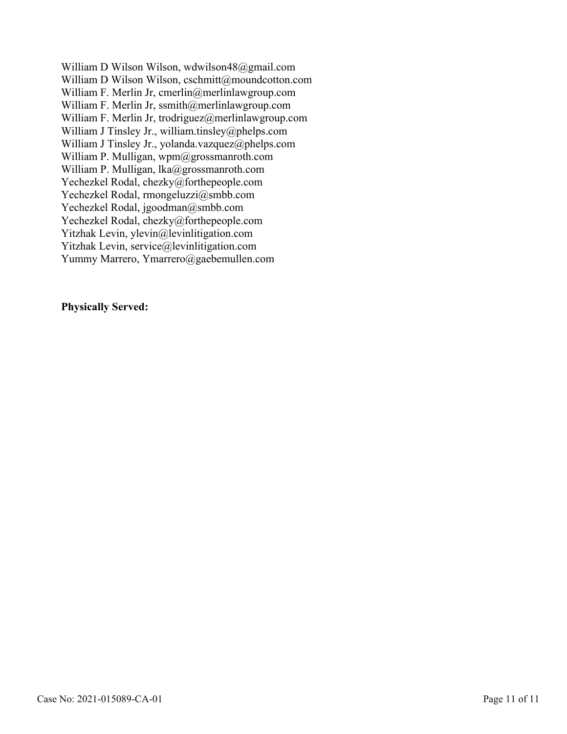William D Wilson Wilson, wdwilson48@gmail.com
William D Wilson Wilson, cschmitt@moundcotton.com
William F. Merlin Jr, cmerlin@merlinlawgroup.com
William F. Merlin Jr, ssmith@merlinlawgroup.com
William F. Merlin Jr, trodriguez@merlinlawgroup.com
William J Tinsley Jr., william.tinsley@phelps.com
William J Tinsley Jr., yolanda.vazquez@phelps.com
William P. Mulligan, wpm@grossmanroth.com
William P. Mulligan, lka@grossmanroth.com
Yechezkel Rodal, chezky@forthepeople.com
Yechezkel Rodal, rmongeluzzi@smbb.com
Yechezkel Rodal, jgoodman@smbb.com
Yechezkel Rodal, chezky@forthepeople.com
Yitzhak Levin, ylevin@levinlitigation.com
Yitzhak Levin, service@levinlitigation.com
Yummy Marrero, Ymarrero@gaebemullen.com

**Physically Served:**

Case No: 2021-015089-CA-01